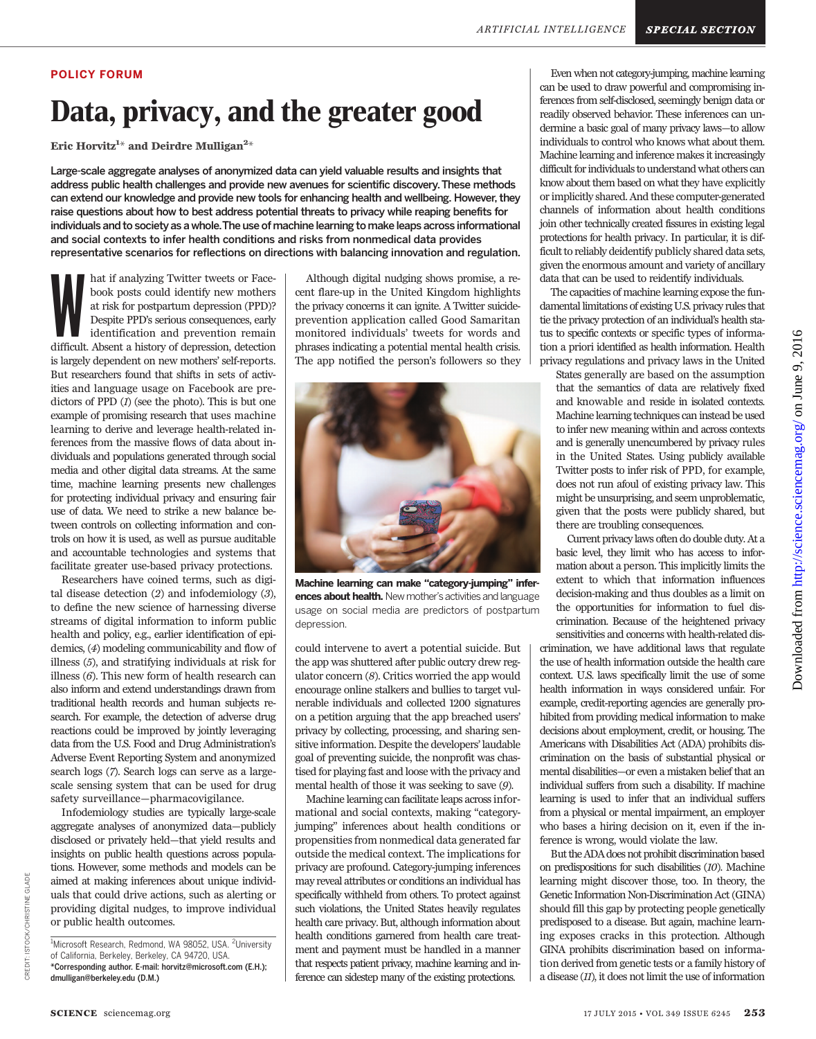POLICY FORUM

# Data, privacy, and the greater good

**Eric Horvitz[1]* and Deirdre Mulligan[2]***

**Large-scale aggregate analyses of anonymized data can yield valuable results and insights that address public health challenges and provide new avenues for scientific discovery. These methods can extend our knowledge and provide new tools for enhancing health and wellbeing. However, they raise questions about how to best address potential threats to privacy while reaping benefits for individuals and to society as a whole. The use of machine learning to make leaps across informational and social contexts to infer health conditions and risks from nonmedical data provides representative scenarios for reflections on directions with balancing innovation and regulation.**

What if analyzing Twitter tweets or Facebook posts could identify new mothers at risk for postpartum depression (PPD)? Despite PPD's serious consequences, early identification and prevention remain difficult. Absent a history of depression, detection is largely dependent on new mothers' self-reports. But researchers found that shifts in sets of activities and language usage on Facebook are predictors of PPD (*1*) (see the photo). This is but one example of promising research that uses machine learning to derive and leverage health-related inferences from the massive flows of data about individuals and populations generated through social media and other digital data streams. At the same time, machine learning presents new challenges for protecting individual privacy and ensuring fair use of data. We need to strike a new balance between controls on collecting information and controls on how it is used, as well as pursue auditable and accountable technologies and systems that facilitate greater use-based privacy protections.

Researchers have coined terms, such as digital disease detection (*2*) and infodemiology (*3*), to define the new science of harnessing diverse streams of digital information to inform public health and policy, e.g., earlier identification of epidemics, (*4*) modeling communicability and flow of illness (*5*), and stratifying individuals at risk for illness (*6*). This new form of health research can also inform and extend understandings drawn from traditional health records and human subjects research. For example, the detection of adverse drug reactions could be improved by jointly leveraging data from the U.S. Food and Drug Administration's Adverse Event Reporting System and anonymized search logs (*7*). Search logs can serve as a large-scale sensing system that can be used for drug safety surveillance—pharmacovigilance.

Infodemiology studies are typically large-scale aggregate analyses of anonymized data—publicly disclosed or privately held—that yield results and insights on public health questions across populations. However, some methods and models can be aimed at making inferences about unique individuals that could drive actions, such as alerting or providing digital nudges, to improve individual or public health outcomes.

Although digital nudging shows promise, a recent flare-up in the United Kingdom highlights the privacy concerns it can ignite. A Twitter suicide-prevention application called Good Samaritan monitored individuals' tweets for words and phrases indicating a potential mental health crisis. The app notified the person's followers so they could intervene to avert a potential suicide. But the app was shuttered after public outcry drew regulator concern (*8*). Critics worried the app would encourage online stalkers and bullies to target vulnerable individuals and collected 1200 signatures on a petition arguing that the app breached users' privacy by collecting, processing, and sharing sensitive information. Despite the developers' laudable goal of preventing suicide, the nonprofit was chastised for playing fast and loose with the privacy and mental health of those it was seeking to save (*9*).

**Machine learning can make "category-jumping" inferences about health.** New mother's activities and language usage on social media are predictors of postpartum depression.

Machine learning can facilitate leaps across informational and social contexts, making "category-jumping" inferences about health conditions or propensities from nonmedical data generated far outside the medical context. The implications for privacy are profound. Category-jumping inferences may reveal attributes or conditions an individual has specifically withheld from others. To protect against such violations, the United States heavily regulates health care privacy. But, although information about health conditions garnered from health care treatment and payment must be handled in a manner that respects patient privacy, machine learning and inference can sidestep many of the existing protections.

Even when not category-jumping, machine learning can be used to draw powerful and compromising inferences from self-disclosed, seemingly benign data or readily observed behavior. These inferences can undermine a basic goal of many privacy laws—to allow individuals to control who knows what about them. Machine learning and inference makes it increasingly difficult for individuals to understand what others can know about them based on what they have explicitly or implicitly shared. And these computer-generated channels of information about health conditions join other technically created fissures in existing legal protections for health privacy. In particular, it is difficult to reliably deidentify publicly shared data sets, given the enormous amount and variety of ancillary data that can be used to reidentify individuals.

The capacities of machine learning expose the fundamental limitations of existing U.S. privacy rules that tie the privacy protection of an individual's health status to specific contexts or specific types of information a priori identified as health information. Health privacy regulations and privacy laws in the United States generally are based on the assumption that the semantics of data are relatively fixed and knowable and reside in isolated contexts. Machine learning techniques can instead be used to infer new meaning within and across contexts and is generally unencumbered by privacy rules in the United States. Using publicly available Twitter posts to infer risk of PPD, for example, does not run afoul of existing privacy law. This might be unsurprising, and seem unproblematic, given that the posts were publicly shared, but there are troubling consequences.

Current privacy laws often do double duty. At a basic level, they limit who has access to information about a person. This implicitly limits the extent to which that information influences decision-making and thus doubles as a limit on the opportunities for information to fuel discrimination. Because of the heightened privacy sensitivities and concerns with health-related discrimination, we have additional laws that regulate the use of health information outside the health care context. U.S. laws specifically limit the use of some health information in ways considered unfair. For example, credit-reporting agencies are generally prohibited from providing medical information to make decisions about employment, credit, or housing. The Americans with Disabilities Act (ADA) prohibits discrimination on the basis of substantial physical or mental disabilities—or even a mistaken belief that an individual suffers from such a disability. If machine learning is used to infer that an individual suffers from a physical or mental impairment, an employer who bases a hiring decision on it, even if the inference is wrong, would violate the law.

But the ADA does not prohibit discrimination based on predispositions for such disabilities (*10*). Machine learning might discover those, too. In theory, the Genetic Information Non-Discrimination Act (GINA) should fill this gap by protecting people genetically predisposed to a disease. But again, machine learning exposes cracks in this protection. Although GINA prohibits discrimination based on information derived from genetic tests or a family history of a disease (*11*), it does not limit the use of information

[1]Microsoft Research, Redmond, WA 98052, USA. [2]University of California, Berkeley, Berkeley, CA 94720, USA.
*Corresponding author. E-mail: horvitz@microsoft.com (E.H.); dmulligan@berkeley.edu (D.M.)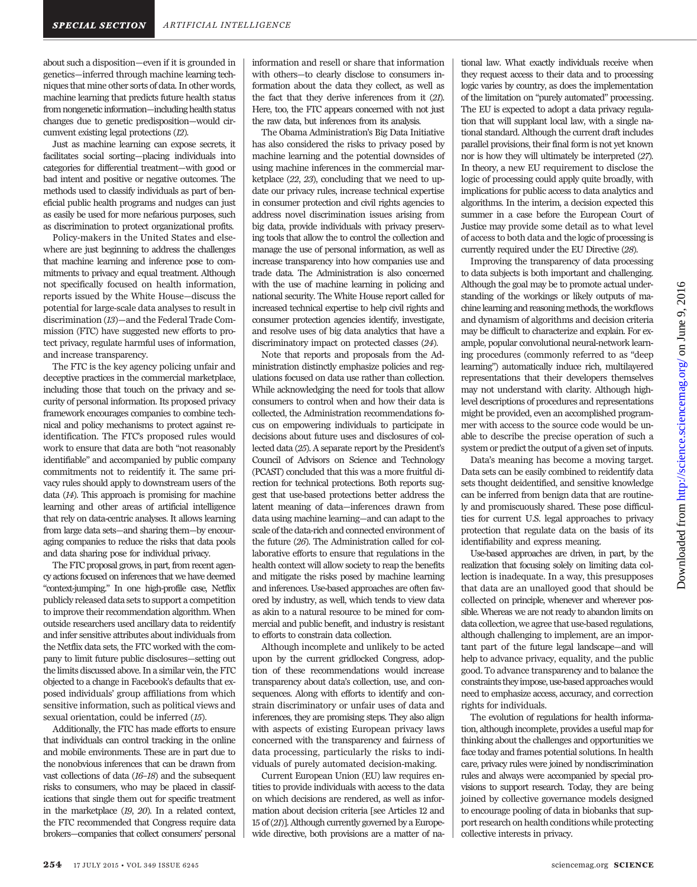about such a disposition—even if it is grounded in genetics—inferred through machine learning techniques that mine other sorts of data. In other words, machine learning that predicts future health status from nongenetic information—including health status changes due to genetic predisposition—would circumvent existing legal protections (*12*).

Just as machine learning can expose secrets, it facilitates social sorting—placing individuals into categories for differential treatment—with good or bad intent and positive or negative outcomes. The methods used to classify individuals as part of beneficial public health programs and nudges can just as easily be used for more nefarious purposes, such as discrimination to protect organizational profits.

Policy-makers in the United States and elsewhere are just beginning to address the challenges that machine learning and inference pose to commitments to privacy and equal treatment. Although not specifically focused on health information, reports issued by the White House—discuss the potential for large-scale data analyses to result in discrimination (*13*)—and the Federal Trade Commission (FTC) have suggested new efforts to protect privacy, regulate harmful uses of information, and increase transparency.

The FTC is the key agency policing unfair and deceptive practices in the commercial marketplace, including those that touch on the privacy and security of personal information. Its proposed privacy framework encourages companies to combine technical and policy mechanisms to protect against reidentification. The FTC's proposed rules would work to ensure that data are both "not reasonably identifiable" and accompanied by public company commitments not to reidentify it. The same privacy rules should apply to downstream users of the data (*14*). This approach is promising for machine learning and other areas of artificial intelligence that rely on data-centric analyses. It allows learning from large data sets—and sharing them—by encouraging companies to reduce the risks that data pools and data sharing pose for individual privacy.

The FTC proposal grows, in part, from recent agency actions focused on inferences that we have deemed "context-jumping." In one high-profile case, Netflix publicly released data sets to support a competition to improve their recommendation algorithm. When outside researchers used ancillary data to reidentify and infer sensitive attributes about individuals from the Netflix data sets, the FTC worked with the company to limit future public disclosures—setting out the limits discussed above. In a similar vein, the FTC objected to a change in Facebook's defaults that exposed individuals' group affiliations from which sensitive information, such as political views and sexual orientation, could be inferred (*15*).

Additionally, the FTC has made efforts to ensure that individuals can control tracking in the online and mobile environments. These are in part due to the nonobvious inferences that can be drawn from vast collections of data (*16*–*18*) and the subsequent risks to consumers, who may be placed in classifications that single them out for special treatment in the marketplace (*19*, *20*). In a related context, the FTC recommended that Congress require data brokers—companies that collect consumers' personal information and resell or share that information with others—to clearly disclose to consumers information about the data they collect, as well as the fact that they derive inferences from it (*21*). Here, too, the FTC appears concerned with not just the raw data, but inferences from its analysis.

The Obama Administration's Big Data Initiative has also considered the risks to privacy posed by machine learning and the potential downsides of using machine inferences in the commercial marketplace (*22*, *23*), concluding that we need to update our privacy rules, increase technical expertise in consumer protection and civil rights agencies to address novel discrimination issues arising from big data, provide individuals with privacy preserving tools that allow the to control the collection and manage the use of personal information, as well as increase transparency into how companies use and trade data. The Administration is also concerned with the use of machine learning in policing and national security. The White House report called for increased technical expertise to help civil rights and consumer protection agencies identify, investigate, and resolve uses of big data analytics that have a discriminatory impact on protected classes (*24*).

Note that reports and proposals from the Administration distinctly emphasize policies and regulations focused on data use rather than collection. While acknowledging the need for tools that allow consumers to control when and how their data is collected, the Administration recommendations focus on empowering individuals to participate in decisions about future uses and disclosures of collected data (*25*). A separate report by the President's Council of Advisors on Science and Technology (PCAST) concluded that this was a more fruitful direction for technical protections. Both reports suggest that use-based protections better address the latent meaning of data—inferences drawn from data using machine learning—and can adapt to the scale of the data-rich and connected environment of the future (*26*). The Administration called for collaborative efforts to ensure that regulations in the health context will allow society to reap the benefits and mitigate the risks posed by machine learning and inferences. Use-based approaches are often favored by industry, as well, which tends to view data as akin to a natural resource to be mined for commercial and public benefit, and industry is resistant to efforts to constrain data collection.

Although incomplete and unlikely to be acted upon by the current gridlocked Congress, adoption of these recommendations would increase transparency about data's collection, use, and consequences. Along with efforts to identify and constrain discriminatory or unfair uses of data and inferences, they are promising steps. They also align with aspects of existing European privacy laws concerned with the transparency and fairness of data processing, particularly the risks to individuals of purely automated decision-making.

Current European Union (EU) law requires entities to provide individuals with access to the data on which decisions are rendered, as well as information about decision criteria [see Articles 12 and 15 of (*21*)]. Although currently governed by a Europe-wide directive, both provisions are a matter of national law. What exactly individuals receive when they request access to their data and to processing logic varies by country, as does the implementation of the limitation on "purely automated" processing. The EU is expected to adopt a data privacy regulation that will supplant local law, with a single national standard. Although the current draft includes parallel provisions, their final form is not yet known nor is how they will ultimately be interpreted (*27*). In theory, a new EU requirement to disclose the logic of processing could apply quite broadly, with implications for public access to data analytics and algorithms. In the interim, a decision expected this summer in a case before the European Court of Justice may provide some detail as to what level of access to both data and the logic of processing is currently required under the EU Directive (*28*).

Improving the transparency of data processing to data subjects is both important and challenging. Although the goal may be to promote actual understanding of the workings or likely outputs of machine learning and reasoning methods, the workflows and dynamism of algorithms and decision criteria may be difficult to characterize and explain. For example, popular convolutional neural-network learning procedures (commonly referred to as "deep learning") automatically induce rich, multilayered representations that their developers themselves may not understand with clarity. Although high-level descriptions of procedures and representations might be provided, even an accomplished programmer with access to the source code would be unable to describe the precise operation of such a system or predict the output of a given set of inputs.

Data's meaning has become a moving target. Data sets can be easily combined to reidentify data sets thought deidentified, and sensitive knowledge can be inferred from benign data that are routinely and promiscuously shared. These pose difficulties for current U.S. legal approaches to privacy protection that regulate data on the basis of its identifiability and express meaning.

Use-based approaches are driven, in part, by the realization that focusing solely on limiting data collection is inadequate. In a way, this presupposes that data are an unalloyed good that should be collected on principle, whenever and wherever possible. Whereas we are not ready to abandon limits on data collection, we agree that use-based regulations, although challenging to implement, are an important part of the future legal landscape—and will help to advance privacy, equality, and the public good. To advance transparency and to balance the constraints they impose, use-based approaches would need to emphasize access, accuracy, and correction rights for individuals.

The evolution of regulations for health information, although incomplete, provides a useful map for thinking about the challenges and opportunities we face today and frames potential solutions. In health care, privacy rules were joined by nondiscrimination rules and always were accompanied by special provisions to support research. Today, they are being joined by collective governance models designed to encourage pooling of data in biobanks that support research on health conditions while protecting collective interests in privacy.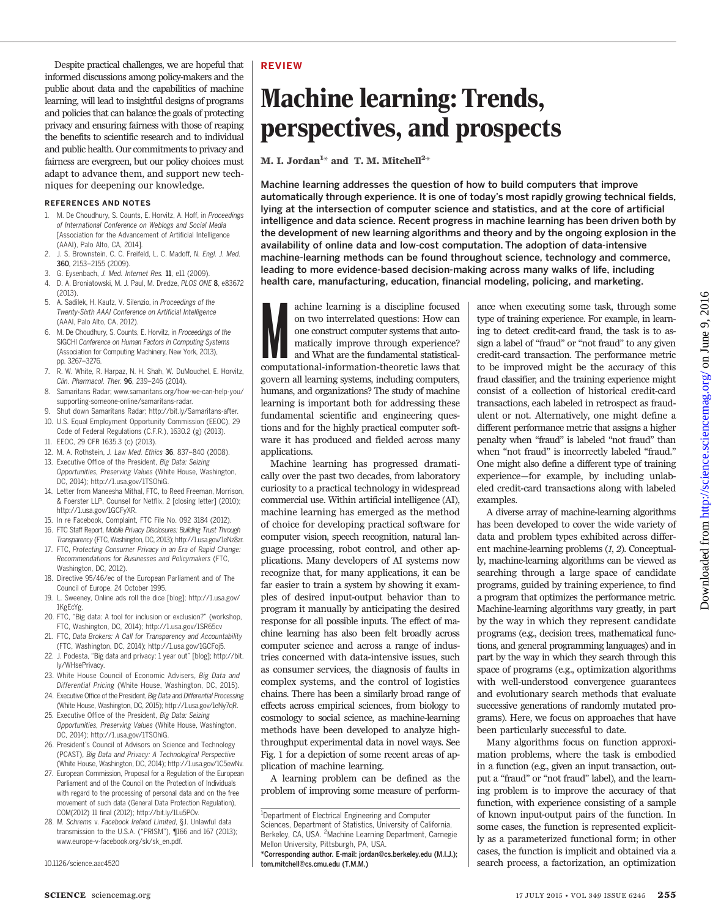Despite practical challenges, we are hopeful that informed discussions among policy-makers and the public about data and the capabilities of machine learning, will lead to insightful designs of programs and policies that can balance the goals of protecting privacy and ensuring fairness with those of reaping the benefits to scientific research and to individual and public health. Our commitments to privacy and fairness are evergreen, but our policy choices must adapt to advance them, and support new techniques for deepening our knowledge.

### REFERENCES AND NOTES

1. M. De Choudhury, S. Counts, E. Horvitz, A. Hoff, in *Proceedings of International Conference on Weblogs and Social Media* [Association for the Advancement of Artificial Intelligence (AAAI), Palo Alto, CA, 2014].
2. J. S. Brownstein, C. C. Freifeld, L. C. Madoff, *N. Engl. J. Med.* **360**, 2153–2155 (2009).
3. G. Eysenbach, *J. Med. Internet Res.* **11**, e11 (2009).
4. D. A. Broniatowski, M. J. Paul, M. Dredze, *PLOS ONE* **8**, e83672 (2013).
5. A. Sadilek, H. Kautz, V. Silenzio, in *Proceedings of the Twenty-Sixth AAAI Conference on Artificial Intelligence* (AAAI, Palo Alto, CA, 2012).
6. M. De Choudhury, S. Counts, E. Horvitz, in *Proceedings of the SIGCHI Conference on Human Factors in Computing Systems* (Association for Computing Machinery, New York, 2013), pp. 3267–3276.
7. R. W. White, R. Harpaz, N. H. Shah, W. DuMouchel, E. Horvitz, *Clin. Pharmacol. Ther.* **96**, 239–246 (2014).
8. Samaritans Radar; www.samaritans.org/how-we-can-help-you/supporting-someone-online/samaritans-radar.
9. Shut down Samaritans Radar; http://bit.ly/Samaritans-after.
10. U.S. Equal Employment Opportunity Commission (EEOC), 29 Code of Federal Regulations (C.F.R.), 1630.2 (g) (2013).
11. EEOC, 29 CFR 1635.3 (c) (2013).
12. M. A. Rothstein, *J. Law Med. Ethics* **36**, 837–840 (2008).
13. Executive Office of the President, *Big Data: Seizing Opportunities, Preserving Values* (White House, Washington, DC, 2014); http://1.usa.gov/1TSOhiG.
14. Letter from Maneesha Mithal, FTC, to Reed Freeman, Morrison, & Foerster LLP, Counsel for Netflix, 2 [closing letter] (2010); http://1.usa.gov/1GCFyXR.
15. In re Facebook, Complaint, FTC File No. 092 3184 (2012).
16. FTC Staff Report, *Mobile Privacy Disclosures: Building Trust Through Transparency* (FTC, Washington, DC, 2013); http://1.usa.gov/1eNz8zr.
17. FTC, *Protecting Consumer Privacy in an Era of Rapid Change: Recommendations for Businesses and Policymakers* (FTC, Washington, DC, 2012).
18. Directive 95/46/ec of the European Parliament and of The Council of Europe, 24 October 1995.
19. L. Sweeney, Online ads roll the dice [blog]; http://1.usa.gov/1KgEcYg.
20. FTC, "Big data: A tool for inclusion or exclusion?" (workshop, FTC, Washington, DC, 2014); http://1.usa.gov/1SR65cv
21. FTC, *Data Brokers: A Call for Transparency and Accountability* (FTC, Washington, DC, 2014); http://1.usa.gov/1GCFoj5.
22. J. Podesta, "Big data and privacy: 1 year out" [blog]; http://bit.ly/WHsePrivacy.
23. White House Council of Economic Advisers, *Big Data and Differential Pricing* (White House, Washington, DC, 2015).
24. Executive Office of the President, *Big Data and Differential Processing* (White House, Washington, DC, 2015); http://1.usa.gov/1eNy7qR.
25. Executive Office of the President, *Big Data: Seizing Opportunities, Preserving Values* (White House, Washington, DC, 2014); http://1.usa.gov/1TSOhiG.
26. President's Council of Advisors on Science and Technology (PCAST), *Big Data and Privacy: A Technological Perspective* (White House, Washington, DC, 2014); http://1.usa.gov/1C5ewNv.
27. European Commission, Proposal for a Regulation of the European Parliament and of the Council on the Protection of Individuals with regard to the processing of personal data and on the free movement of such data (General Data Protection Regulation), COM(2012) 11 final (2012); http://bit.ly/1Lu5POv.
28. *M. Schrems* v. *Facebook Ireland Limited*, §J. Unlawful data transmission to the U.S.A. ("PRISM"), ¶166 and 167 (2013); www.europe-v-facebook.org/sk/sk_en.pdf.

10.1126/science.aac4520

REVIEW

# Machine learning: Trends, perspectives, and prospects

**M. I. Jordan[1]\* and T. M. Mitchell[2]\***

**Machine learning addresses the question of how to build computers that improve automatically through experience. It is one of today's most rapidly growing technical fields, lying at the intersection of computer science and statistics, and at the core of artificial intelligence and data science. Recent progress in machine learning has been driven both by the development of new learning algorithms and theory and by the ongoing explosion in the availability of online data and low-cost computation. The adoption of data-intensive machine-learning methods can be found throughout science, technology and commerce, leading to more evidence-based decision-making across many walks of life, including health care, manufacturing, education, financial modeling, policing, and marketing.**

Machine learning is a discipline focused on two interrelated questions: How can one construct computer systems that automatically improve through experience? and What are the fundamental statistical-computational-information-theoretic laws that govern all learning systems, including computers, humans, and organizations? The study of machine learning is important both for addressing these fundamental scientific and engineering questions and for the highly practical computer software it has produced and fielded across many applications.

Machine learning has progressed dramatically over the past two decades, from laboratory curiosity to a practical technology in widespread commercial use. Within artificial intelligence (AI), machine learning has emerged as the method of choice for developing practical software for computer vision, speech recognition, natural language processing, robot control, and other applications. Many developers of AI systems now recognize that, for many applications, it can be far easier to train a system by showing it examples of desired input-output behavior than to program it manually by anticipating the desired response for all possible inputs. The effect of machine learning has also been felt broadly across computer science and across a range of industries concerned with data-intensive issues, such as consumer services, the diagnosis of faults in complex systems, and the control of logistics chains. There has been a similarly broad range of effects across empirical sciences, from biology to cosmology to social science, as machine-learning methods have been developed to analyze high-throughput experimental data in novel ways. See Fig. 1 for a depiction of some recent areas of application of machine learning.

A learning problem can be defined as the problem of improving some measure of performance when executing some task, through some type of training experience. For example, in learning to detect credit-card fraud, the task is to assign a label of "fraud" or "not fraud" to any given credit-card transaction. The performance metric to be improved might be the accuracy of this fraud classifier, and the training experience might consist of a collection of historical credit-card transactions, each labeled in retrospect as fraudulent or not. Alternatively, one might define a different performance metric that assigns a higher penalty when "fraud" is labeled "not fraud" than when "not fraud" is incorrectly labeled "fraud." One might also define a different type of training experience—for example, by including unlabeled credit-card transactions along with labeled examples.

A diverse array of machine-learning algorithms has been developed to cover the wide variety of data and problem types exhibited across different machine-learning problems (*1*, *2*). Conceptually, machine-learning algorithms can be viewed as searching through a large space of candidate programs, guided by training experience, to find a program that optimizes the performance metric. Machine-learning algorithms vary greatly, in part by the way in which they represent candidate programs (e.g., decision trees, mathematical functions, and general programming languages) and in part by the way in which they search through this space of programs (e.g., optimization algorithms with well-understood convergence guarantees and evolutionary search methods that evaluate successive generations of randomly mutated programs). Here, we focus on approaches that have been particularly successful to date.

Many algorithms focus on function approximation problems, where the task is embodied in a function (e.g., given an input transaction, output a "fraud" or "not fraud" label), and the learning problem is to improve the accuracy of that function, with experience consisting of a sample of known input-output pairs of the function. In some cases, the function is represented explicitly as a parameterized functional form; in other cases, the function is implicit and obtained via a search process, a factorization, an optimization

[1]Department of Electrical Engineering and Computer Sciences, Department of Statistics, University of California, Berkeley, CA, USA. [2]Machine Learning Department, Carnegie Mellon University, Pittsburgh, PA, USA.
\*Corresponding author. E-mail: jordan@cs.berkeley.edu (M.I.J.); tom.mitchell@cs.cmu.edu (T.M.M.)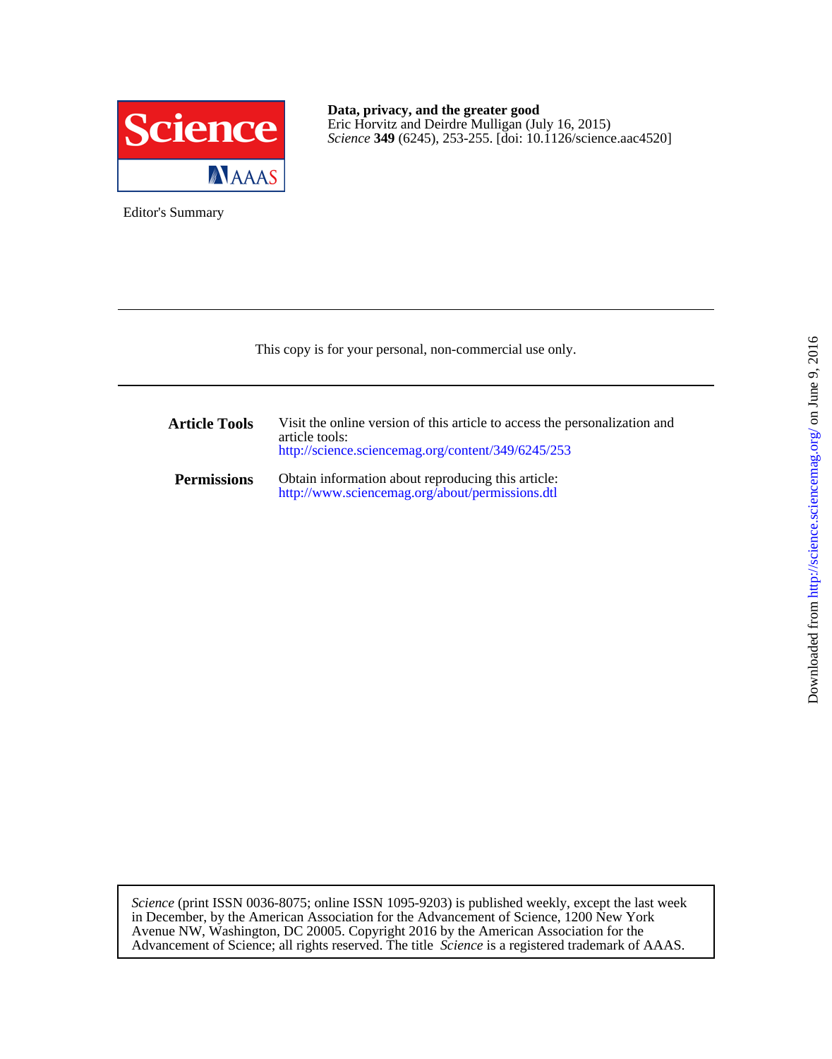**Data, privacy, and the greater good**
Eric Horvitz and Deirdre Mulligan (July 16, 2015)
*Science* **349** (6245), 253-255. [doi: 10.1126/science.aac4520]

Editor's Summary

This copy is for your personal, non-commercial use only.

**Article Tools** Visit the online version of this article to access the personalization and article tools:
http://science.sciencemag.org/content/349/6245/253

**Permissions** Obtain information about reproducing this article:
http://www.sciencemag.org/about/permissions.dtl

*Science* (print ISSN 0036-8075; online ISSN 1095-9203) is published weekly, except the last week in December, by the American Association for the Advancement of Science, 1200 New York Avenue NW, Washington, DC 20005. Copyright 2016 by the American Association for the Advancement of Science; all rights reserved. The title *Science* is a registered trademark of AAAS.